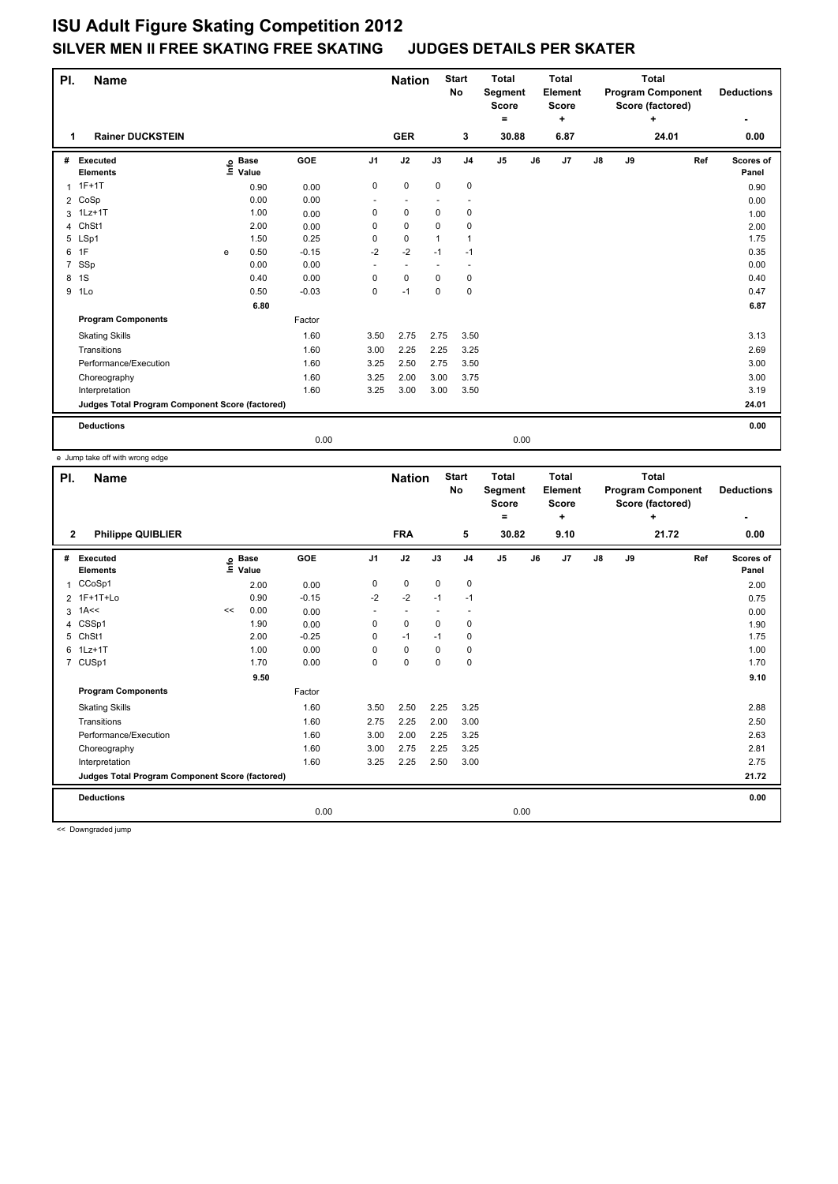# ISU Adult Figure Skating Competition 2012

## SILVER MEN II FREE SKATING FREE SKATING JUDGES DETAILS PER SKATER

| Pl. | Name | Nation | Start No | Total Segment Score = | Total Element Score + | Total Program Component Score (factored) + | Deductions - |
|---|---|---|---|---|---|---|---|
| 1 | Rainer DUCKSTEIN | GER | 3 | 30.88 | 6.87 | 24.01 | 0.00 |

| # | Executed Elements | Info | Base Value | GOE | J1 | J2 | J3 | J4 | J5 | J6 | J7 | J8 | J9 | Ref | Scores of Panel |
|---|---|---|---|---|---|---|---|---|---|---|---|---|---|---|---|
| 1 | 1F+1T | | 0.90 | 0.00 | 0 | 0 | 0 | 0 | | | | | | | 0.90 |
| 2 | CoSp | | 0.00 | 0.00 | - | - | - | - | | | | | | | 0.00 |
| 3 | 1Lz+1T | | 1.00 | 0.00 | 0 | 0 | 0 | 0 | | | | | | | 1.00 |
| 4 | ChSt1 | | 2.00 | 0.00 | 0 | 0 | 0 | 0 | | | | | | | 2.00 |
| 5 | LSp1 | | 1.50 | 0.25 | 0 | 0 | 1 | 1 | | | | | | | 1.75 |
| 6 | 1F | e | 0.50 | -0.15 | -2 | -2 | -1 | -1 | | | | | | | 0.35 |
| 7 | SSp | | 0.00 | 0.00 | - | - | - | - | | | | | | | 0.00 |
| 8 | 1S | | 0.40 | 0.00 | 0 | 0 | 0 | 0 | | | | | | | 0.40 |
| 9 | 1Lo | | 0.50 | -0.03 | 0 | -1 | 0 | 0 | | | | | | | 0.47 |
| | | | 6.80 | | | | | | | | | | | | 6.87 |
| | **Program Components** | | | Factor | | | | | | | | | | | |
| | Skating Skills | | | 1.60 | 3.50 | 2.75 | 2.75 | 3.50 | | | | | | | 3.13 |
| | Transitions | | | 1.60 | 3.00 | 2.25 | 2.25 | 3.25 | | | | | | | 2.69 |
| | Performance/Execution | | | 1.60 | 3.25 | 2.50 | 2.75 | 3.50 | | | | | | | 3.00 |
| | Choreography | | | 1.60 | 3.25 | 2.00 | 3.00 | 3.75 | | | | | | | 3.00 |
| | Interpretation | | | 1.60 | 3.25 | 3.00 | 3.00 | 3.50 | | | | | | | 3.19 |
| | **Judges Total Program Component Score (factored)** | | | | | | | | | | | | | | 24.01 |
| | **Deductions** | | | | | | | | | | | | | | 0.00 |
| | | | | 0.00 | | | | | 0.00 | | | | | | |

e Jump take off with wrong edge

| Pl. | Name | Nation | Start No | Total Segment Score = | Total Element Score + | Total Program Component Score (factored) + | Deductions - |
|---|---|---|---|---|---|---|---|
| 2 | Philippe QUIBLIER | FRA | 5 | 30.82 | 9.10 | 21.72 | 0.00 |

| # | Executed Elements | Info | Base Value | GOE | J1 | J2 | J3 | J4 | J5 | J6 | J7 | J8 | J9 | Ref | Scores of Panel |
|---|---|---|---|---|---|---|---|---|---|---|---|---|---|---|---|
| 1 | CCoSp1 | | 2.00 | 0.00 | 0 | 0 | 0 | 0 | | | | | | | 2.00 |
| 2 | 1F+1T+Lo | | 0.90 | -0.15 | -2 | -2 | -1 | -1 | | | | | | | 0.75 |
| 3 | 1A<< | << | 0.00 | 0.00 | - | - | - | - | | | | | | | 0.00 |
| 4 | CSSp1 | | 1.90 | 0.00 | 0 | 0 | 0 | 0 | | | | | | | 1.90 |
| 5 | ChSt1 | | 2.00 | -0.25 | 0 | -1 | -1 | 0 | | | | | | | 1.75 |
| 6 | 1Lz+1T | | 1.00 | 0.00 | 0 | 0 | 0 | 0 | | | | | | | 1.00 |
| 7 | CUSp1 | | 1.70 | 0.00 | 0 | 0 | 0 | 0 | | | | | | | 1.70 |
| | | | 9.50 | | | | | | | | | | | | 9.10 |
| | **Program Components** | | | Factor | | | | | | | | | | | |
| | Skating Skills | | | 1.60 | 3.50 | 2.50 | 2.25 | 3.25 | | | | | | | 2.88 |
| | Transitions | | | 1.60 | 2.75 | 2.25 | 2.00 | 3.00 | | | | | | | 2.50 |
| | Performance/Execution | | | 1.60 | 3.00 | 2.00 | 2.25 | 3.25 | | | | | | | 2.63 |
| | Choreography | | | 1.60 | 3.00 | 2.75 | 2.25 | 3.25 | | | | | | | 2.81 |
| | Interpretation | | | 1.60 | 3.25 | 2.25 | 2.50 | 3.00 | | | | | | | 2.75 |
| | **Judges Total Program Component Score (factored)** | | | | | | | | | | | | | | 21.72 |
| | **Deductions** | | | | | | | | | | | | | | 0.00 |
| | | | | 0.00 | | | | | 0.00 | | | | | | |

<< Downgraded jump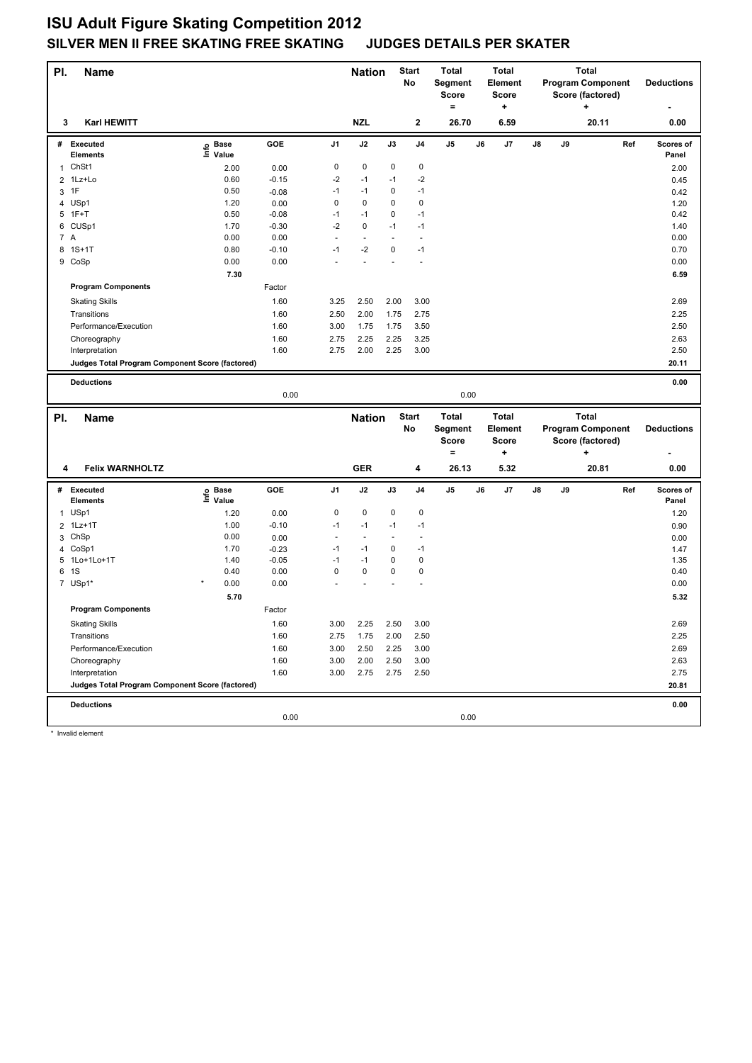# ISU Adult Figure Skating Competition 2012

## SILVER MEN II FREE SKATING FREE SKATING JUDGES DETAILS PER SKATER

| Pl. | Name | Nation | Start No | Total Segment Score = | Total Element Score + | Total Program Component Score (factored) + | Deductions - |
|---|---|---|---|---|---|---|---|
| 3 | Karl HEWITT | NZL | 2 | 26.70 | 6.59 | 20.11 | 0.00 |

| # | Executed Elements | Info | Base Value | GOE | J1 | J2 | J3 | J4 | J5 | J6 | J7 | J8 | J9 | Ref | Scores of Panel |
|---|---|---|---|---|---|---|---|---|---|---|---|---|---|---|---|
| 1 | ChSt1 | | 2.00 | 0.00 | 0 | 0 | 0 | 0 | | | | | | | 2.00 |
| 2 | 1Lz+Lo | | 0.60 | -0.15 | -2 | -1 | -1 | -2 | | | | | | | 0.45 |
| 3 | 1F | | 0.50 | -0.08 | -1 | -1 | 0 | -1 | | | | | | | 0.42 |
| 4 | USp1 | | 1.20 | 0.00 | 0 | 0 | 0 | 0 | | | | | | | 1.20 |
| 5 | 1F+T | | 0.50 | -0.08 | -1 | -1 | 0 | -1 | | | | | | | 0.42 |
| 6 | CUSp1 | | 1.70 | -0.30 | -2 | 0 | -1 | -1 | | | | | | | 1.40 |
| 7 | A | | 0.00 | 0.00 | - | - | - | - | | | | | | | 0.00 |
| 8 | 1S+1T | | 0.80 | -0.10 | -1 | -2 | 0 | -1 | | | | | | | 0.70 |
| 9 | CoSp | | 0.00 | 0.00 | - | - | - | - | | | | | | | 0.00 |
| | | | 7.30 | | | | | | | | | | | | 6.59 |
| | **Program Components** | | | Factor | | | | | | | | | | | |
| | Skating Skills | | | 1.60 | 3.25 | 2.50 | 2.00 | 3.00 | | | | | | | 2.69 |
| | Transitions | | | 1.60 | 2.50 | 2.00 | 1.75 | 2.75 | | | | | | | 2.25 |
| | Performance/Execution | | | 1.60 | 3.00 | 1.75 | 1.75 | 3.50 | | | | | | | 2.50 |
| | Choreography | | | 1.60 | 2.75 | 2.25 | 2.25 | 3.25 | | | | | | | 2.63 |
| | Interpretation | | | 1.60 | 2.75 | 2.00 | 2.25 | 3.00 | | | | | | | 2.50 |
| | **Judges Total Program Component Score (factored)** | | | | | | | | | | | | | | 20.11 |
| | **Deductions** | | | 0.00 | | | | | 0.00 | | | | | | 0.00 |

| Pl. | Name | Nation | Start No | Total Segment Score = | Total Element Score + | Total Program Component Score (factored) + | Deductions - |
|---|---|---|---|---|---|---|---|
| 4 | Felix WARNHOLTZ | GER | 4 | 26.13 | 5.32 | 20.81 | 0.00 |

| # | Executed Elements | Info | Base Value | GOE | J1 | J2 | J3 | J4 | J5 | J6 | J7 | J8 | J9 | Ref | Scores of Panel |
|---|---|---|---|---|---|---|---|---|---|---|---|---|---|---|---|
| 1 | USp1 | | 1.20 | 0.00 | 0 | 0 | 0 | 0 | | | | | | | 1.20 |
| 2 | 1Lz+1T | | 1.00 | -0.10 | -1 | -1 | -1 | -1 | | | | | | | 0.90 |
| 3 | ChSp | | 0.00 | 0.00 | - | - | - | - | | | | | | | 0.00 |
| 4 | CoSp1 | | 1.70 | -0.23 | -1 | -1 | 0 | -1 | | | | | | | 1.47 |
| 5 | 1Lo+1Lo+1T | | 1.40 | -0.05 | -1 | -1 | 0 | 0 | | | | | | | 1.35 |
| 6 | 1S | | 0.40 | 0.00 | 0 | 0 | 0 | 0 | | | | | | | 0.40 |
| 7 | USp1* | * | 0.00 | 0.00 | - | - | - | - | | | | | | | 0.00 |
| | | | 5.70 | | | | | | | | | | | | 5.32 |
| | **Program Components** | | | Factor | | | | | | | | | | | |
| | Skating Skills | | | 1.60 | 3.00 | 2.25 | 2.50 | 3.00 | | | | | | | 2.69 |
| | Transitions | | | 1.60 | 2.75 | 1.75 | 2.00 | 2.50 | | | | | | | 2.25 |
| | Performance/Execution | | | 1.60 | 3.00 | 2.50 | 2.25 | 3.00 | | | | | | | 2.69 |
| | Choreography | | | 1.60 | 3.00 | 2.00 | 2.50 | 3.00 | | | | | | | 2.63 |
| | Interpretation | | | 1.60 | 3.00 | 2.75 | 2.75 | 2.50 | | | | | | | 2.75 |
| | **Judges Total Program Component Score (factored)** | | | | | | | | | | | | | | 20.81 |
| | **Deductions** | | | 0.00 | | | | | 0.00 | | | | | | 0.00 |

* Invalid element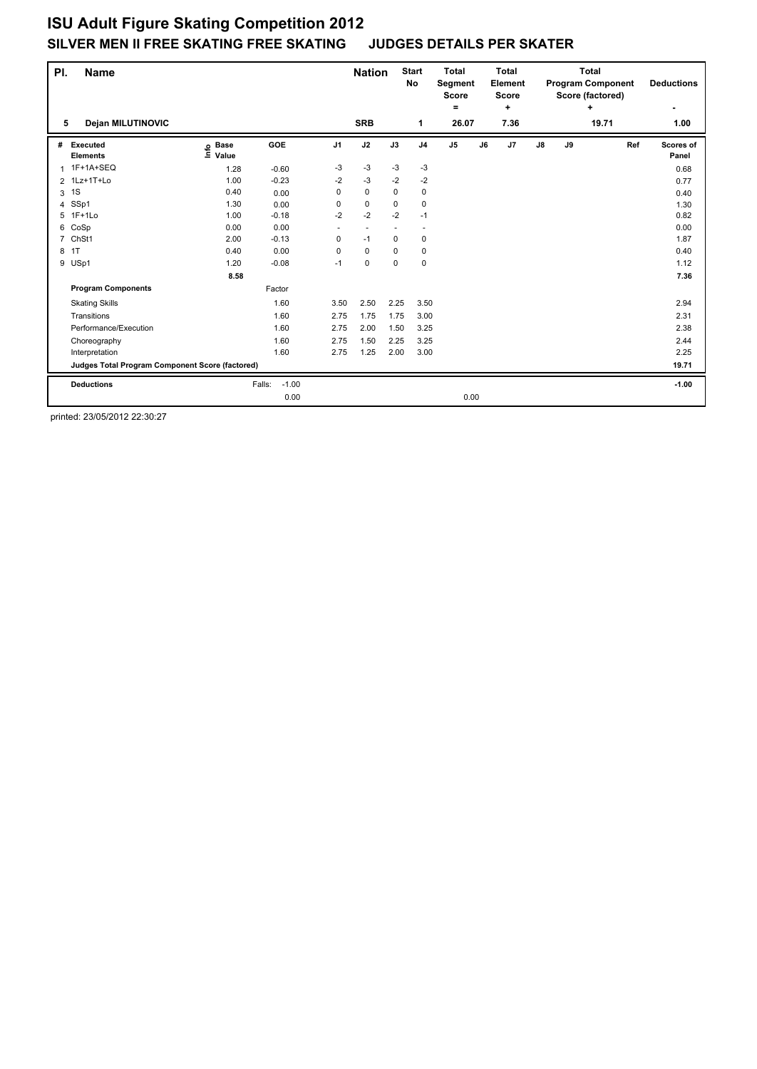# ISU Adult Figure Skating Competition 2012

## SILVER MEN II FREE SKATING FREE SKATING JUDGES DETAILS PER SKATER

| Pl. | Name | Nation | Start No | Total Segment Score = | Total Element Score + | Total Program Component Score (factored) + | Deductions - |
|---|---|---|---|---|---|---|---|
| 5 | Dejan MILUTINOVIC | SRB | 1 | 26.07 | 7.36 | 19.71 | 1.00 |

| # | Executed Elements | Info | Base Value | GOE | J1 | J2 | J3 | J4 | J5 | J6 | J7 | J8 | J9 | Ref | Scores of Panel |
|---|---|---|---|---|---|---|---|---|---|---|---|---|---|---|---|
| 1 | 1F+1A+SEQ | | 1.28 | -0.60 | -3 | -3 | -3 | -3 | | | | | | | 0.68 |
| 2 | 1Lz+1T+Lo | | 1.00 | -0.23 | -2 | -3 | -2 | -2 | | | | | | | 0.77 |
| 3 | 1S | | 0.40 | 0.00 | 0 | 0 | 0 | 0 | | | | | | | 0.40 |
| 4 | SSp1 | | 1.30 | 0.00 | 0 | 0 | 0 | 0 | | | | | | | 1.30 |
| 5 | 1F+1Lo | | 1.00 | -0.18 | -2 | -2 | -2 | -1 | | | | | | | 0.82 |
| 6 | CoSp | | 0.00 | 0.00 | - | - | - | - | | | | | | | 0.00 |
| 7 | ChSt1 | | 2.00 | -0.13 | 0 | -1 | 0 | 0 | | | | | | | 1.87 |
| 8 | 1T | | 0.40 | 0.00 | 0 | 0 | 0 | 0 | | | | | | | 0.40 |
| 9 | USp1 | | 1.20 | -0.08 | -1 | 0 | 0 | 0 | | | | | | | 1.12 |
| | | | 8.58 | | | | | | | | | | | | 7.36 |
| | **Program Components** | | | Factor | | | | | | | | | | | |
| | Skating Skills | | | 1.60 | 3.50 | 2.50 | 2.25 | 3.50 | | | | | | | 2.94 |
| | Transitions | | | 1.60 | 2.75 | 1.75 | 1.75 | 3.00 | | | | | | | 2.31 |
| | Performance/Execution | | | 1.60 | 2.75 | 2.00 | 1.50 | 3.25 | | | | | | | 2.38 |
| | Choreography | | | 1.60 | 2.75 | 1.50 | 2.25 | 3.25 | | | | | | | 2.44 |
| | Interpretation | | | 1.60 | 2.75 | 1.25 | 2.00 | 3.00 | | | | | | | 2.25 |
| | **Judges Total Program Component Score (factored)** | | | | | | | | | | | | | | 19.71 |
| | **Deductions** | | | Falls: -1.00 | | | | | | | | | | | -1.00 |
| | | | | 0.00 | | | | | 0.00 | | | | | | |

printed: 23/05/2012 22:30:27